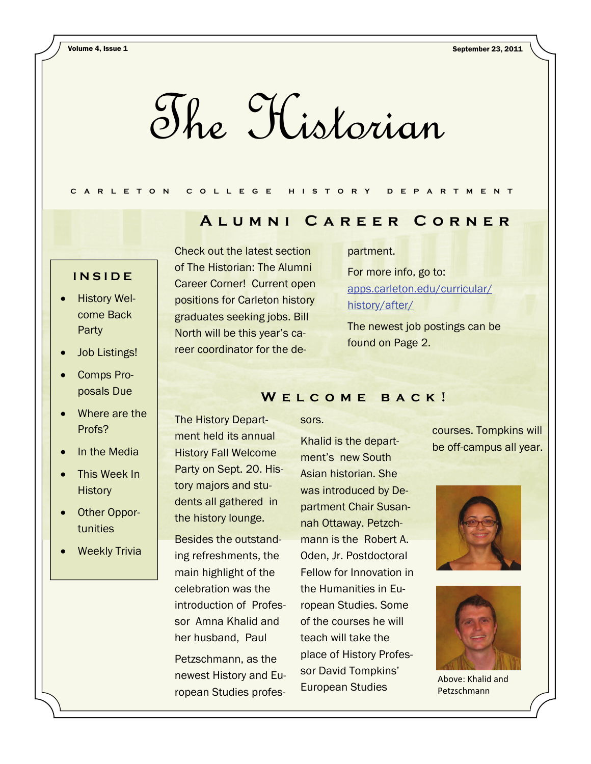# The Historian

CARLETON COLLEGE HISTORY DEPARTMENT

## INSIDE

- History Welcome Back Party
- Job Listings!
- Comps Proposals Due
- Where are the Profs?
- In the Media
- This Week In History
- Other Opportunities
- Weekly Trivia

## Alumni Career Corner

Check out the latest section of The Historian: The Alumni Career Corner! Current open positions for Carleton history graduates seeking jobs. Bill North will be this year's career coordinator for the department.

For more info, go to: apps.carleton.edu/curricular/history/after/

The newest job postings can be found on Page 2.

## Welcome back!

The History Department held its annual History Fall Welcome Party on Sept. 20. History majors and students all gathered in the history lounge.

Besides the outstanding refreshments, the main highlight of the celebration was the introduction of Professor Amna Khalid and her husband, Paul Petzschmann, as the newest History and European Studies professors.

Khalid is the department's new South Asian historian. She was introduced by Department Chair Susannah Ottaway. Petzschmann is the Robert A. Oden, Jr. Postdoctoral Fellow for Innovation in the Humanities in European Studies. Some of the courses he will teach will take the place of History Professor David Tompkins' European Studies courses. Tompkins will be off-campus all year.

Above: Khalid and Petzschmann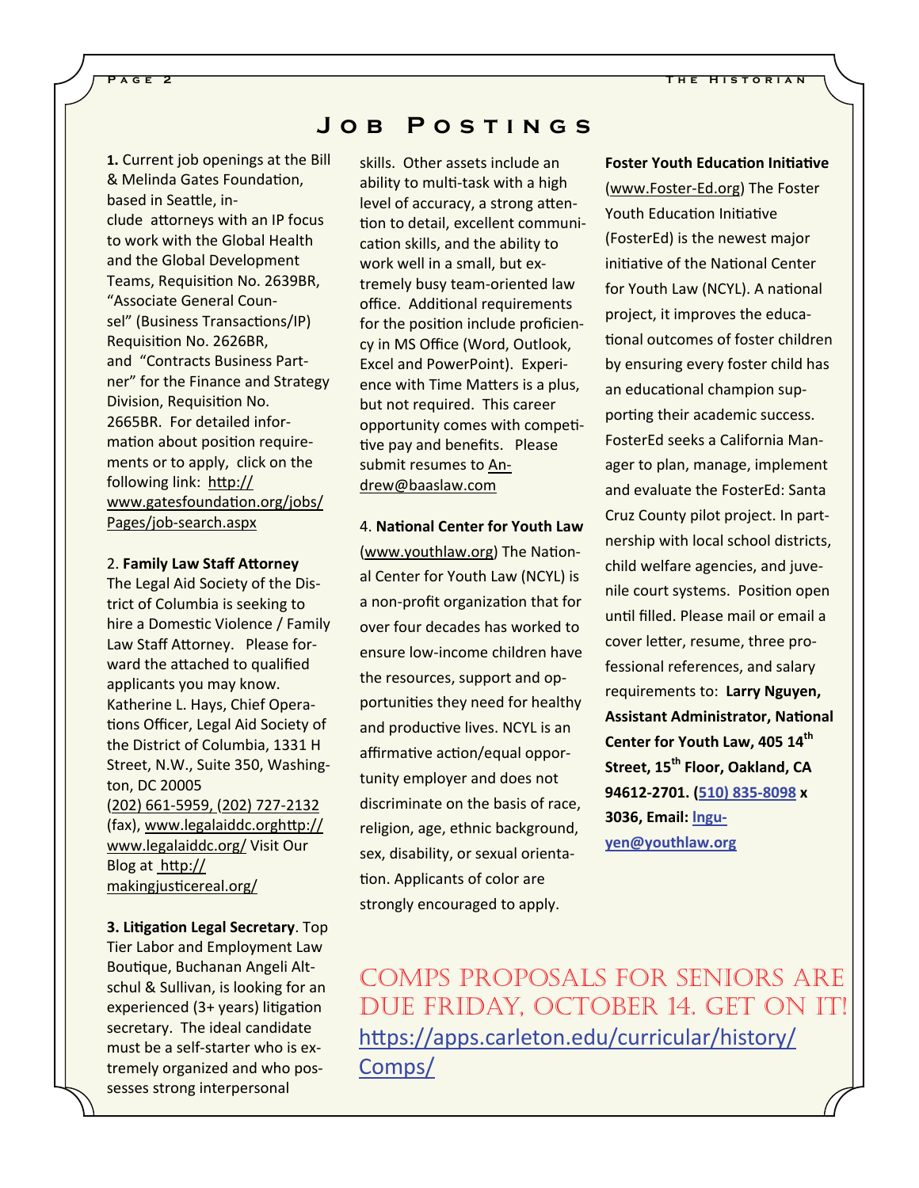# Job Postings

**1.** Current job openings at the Bill & Melinda Gates Foundation, based in Seattle, include attorneys with an IP focus to work with the Global Health and the Global Development Teams, Requisition No. 2639BR, "Associate General Counsel" (Business Transactions/IP) Requisition No. 2626BR, and "Contracts Business Partner" for the Finance and Strategy Division, Requisition No. 2665BR. For detailed information about position requirements or to apply, click on the following link: http://www.gatesfoundation.org/jobs/Pages/job-search.aspx

2. **Family Law Staff Attorney**
The Legal Aid Society of the District of Columbia is seeking to hire a Domestic Violence / Family Law Staff Attorney. Please forward the attached to qualified applicants you may know. Katherine L. Hays, Chief Operations Officer, Legal Aid Society of the District of Columbia, 1331 H Street, N.W., Suite 350, Washington, DC 20005
(202) 661-5959, (202) 727-2132 (fax), www.legalaiddc.orghttp://www.legalaiddc.org/ Visit Our Blog at http://makingjusticereal.org/

**3. Litigation Legal Secretary**. Top Tier Labor and Employment Law Boutique, Buchanan Angeli Altschul & Sullivan, is looking for an experienced (3+ years) litigation secretary. The ideal candidate must be a self-starter who is extremely organized and who possesses strong interpersonal skills. Other assets include an ability to multi-task with a high level of accuracy, a strong attention to detail, excellent communication skills, and the ability to work well in a small, but extremely busy team-oriented law office. Additional requirements for the position include proficiency in MS Office (Word, Outlook, Excel and PowerPoint). Experience with Time Matters is a plus, but not required. This career opportunity comes with competitive pay and benefits. Please submit resumes to Andrew@baaslaw.com

4. **National Center for Youth Law** (www.youthlaw.org) The National Center for Youth Law (NCYL) is a non-profit organization that for over four decades has worked to ensure low-income children have the resources, support and opportunities they need for healthy and productive lives. NCYL is an affirmative action/equal opportunity employer and does not discriminate on the basis of race, religion, age, ethnic background, sex, disability, or sexual orientation. Applicants of color are strongly encouraged to apply.

**Foster Youth Education Initiative** (www.Foster-Ed.org) The Foster Youth Education Initiative (FosterEd) is the newest major initiative of the National Center for Youth Law (NCYL). A national project, it improves the educational outcomes of foster children by ensuring every foster child has an educational champion supporting their academic success. FosterEd seeks a California Manager to plan, manage, implement and evaluate the FosterEd: Santa Cruz County pilot project. In partnership with local school districts, child welfare agencies, and juvenile court systems. Position open until filled. Please mail or email a cover letter, resume, three professional references, and salary requirements to: **Larry Nguyen, Assistant Administrator, National Center for Youth Law, 405 14th Street, 15th Floor, Oakland, CA 94612-2701. (510) 835-8098 x 3036, Email: lnguyen@youthlaw.org**

COMPS PROPOSALS FOR SENIORS ARE DUE FRIDAY, OCTOBER 14. GET ON IT!
https://apps.carleton.edu/curricular/history/Comps/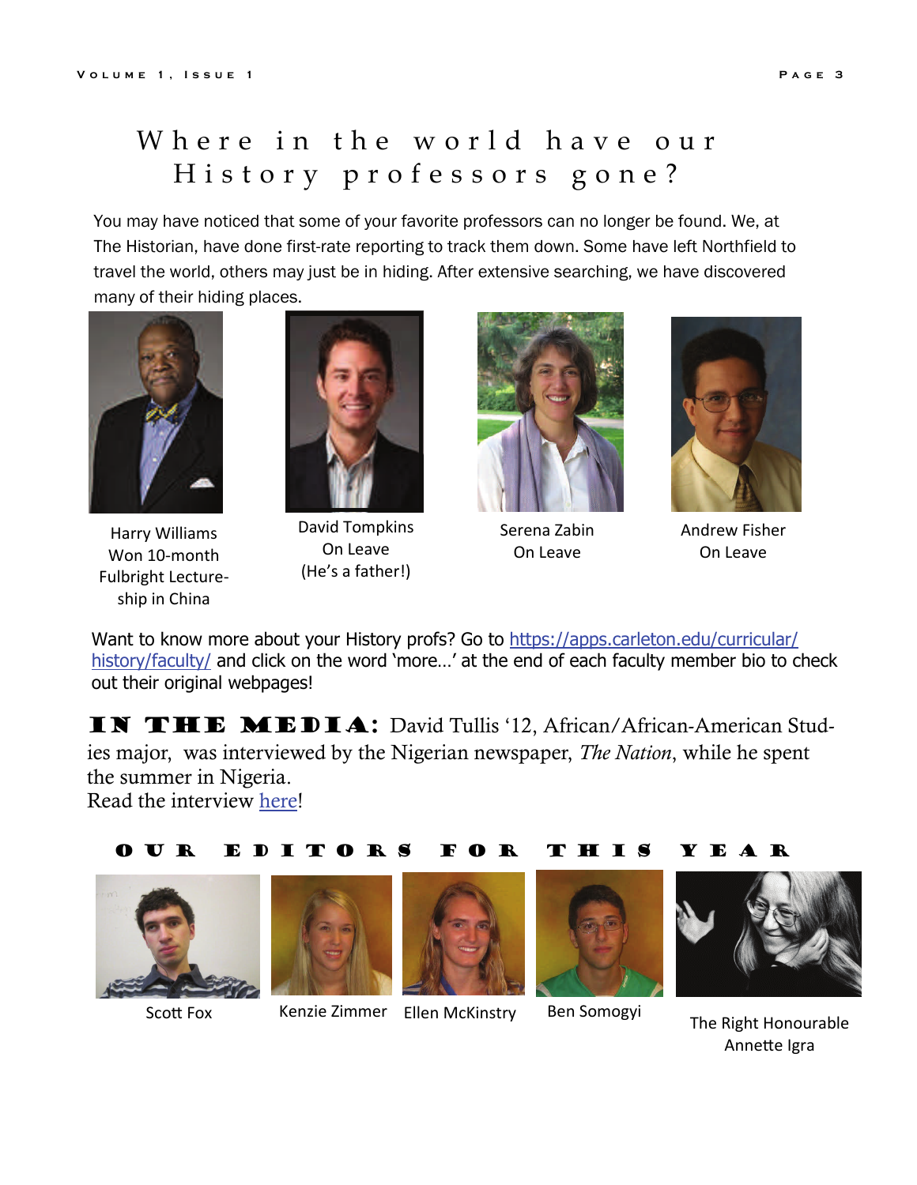# Where in the world have our History professors gone?

You may have noticed that some of your favorite professors can no longer be found. We, at The Historian, have done first-rate reporting to track them down. Some have left Northfield to travel the world, others may just be in hiding. After extensive searching, we have discovered many of their hiding places.

Harry Williams
Won 10-month Fulbright Lectureship in China

David Tompkins
On Leave
(He's a father!)

Serena Zabin
On Leave

Andrew Fisher
On Leave

Want to know more about your History profs? Go to https://apps.carleton.edu/curricular/history/faculty/ and click on the word 'more...' at the end of each faculty member bio to check out their original webpages!

**IN THE MEDIA:** David Tullis '12, African/African-American Studies major, was interviewed by the Nigerian newspaper, *The Nation*, while he spent the summer in Nigeria.
Read the interview here!

## OUR EDITORS FOR THIS YEAR

Scott Fox

Kenzie Zimmer

Ellen McKinstry

Ben Somogyi

The Right Honourable Annette Igra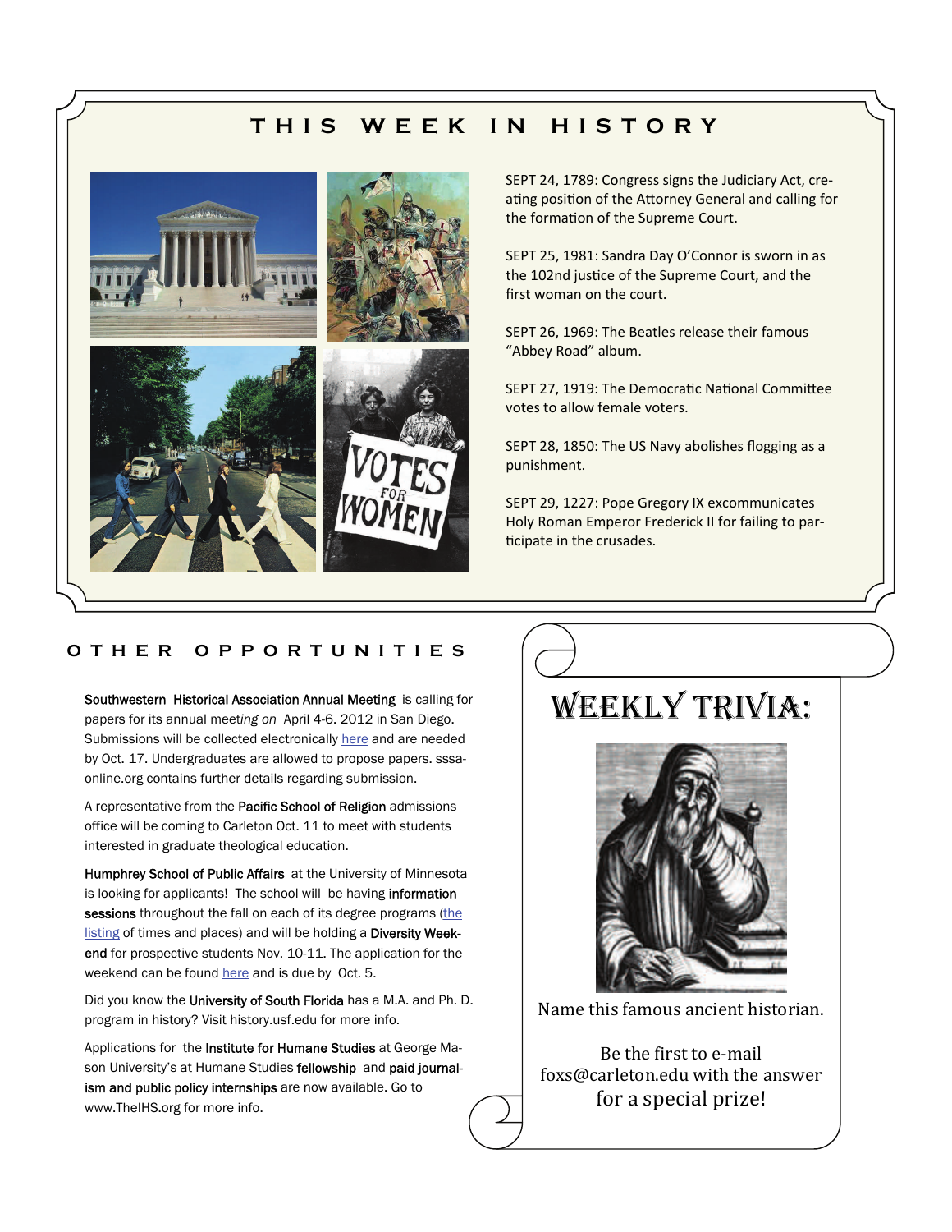## THIS WEEK IN HISTORY

SEPT 24, 1789: Congress signs the Judiciary Act, creating position of the Attorney General and calling for the formation of the Supreme Court.

SEPT 25, 1981: Sandra Day O'Connor is sworn in as the 102nd justice of the Supreme Court, and the first woman on the court.

SEPT 26, 1969: The Beatles release their famous "Abbey Road" album.

SEPT 27, 1919: The Democratic National Committee votes to allow female voters.

SEPT 28, 1850: The US Navy abolishes flogging as a punishment.

SEPT 29, 1227: Pope Gregory IX excommunicates Holy Roman Emperor Frederick II for failing to participate in the crusades.

## OTHER OPPORTUNITIES

**Southwestern Historical Association Annual Meeting** is calling for papers for its annual meet*ing on* April 4-6. 2012 in San Diego. Submissions will be collected electronically here and are needed by Oct. 17. Undergraduates are allowed to propose papers. sssa-online.org contains further details regarding submission.

A representative from the **Pacific School of Religion** admissions office will be coming to Carleton Oct. 11 to meet with students interested in graduate theological education.

**Humphrey School of Public Affairs** at the University of Minnesota is looking for applicants! The school will be having **information sessions** throughout the fall on each of its degree programs (the listing of times and places) and will be holding a **Diversity Weekend** for prospective students Nov. 10-11. The application for the weekend can be found here and is due by Oct. 5.

Did you know the **University of South Florida** has a M.A. and Ph. D. program in history? Visit history.usf.edu for more info.

Applications for the **Institute for Humane Studies** at George Mason University's at Humane Studies **fellowship** and **paid journalism and public policy internships** are now available. Go to www.TheIHS.org for more info.

## WEEKLY TRIVIA:

Name this famous ancient historian.

Be the first to e-mail foxs@carleton.edu with the answer for a special prize!